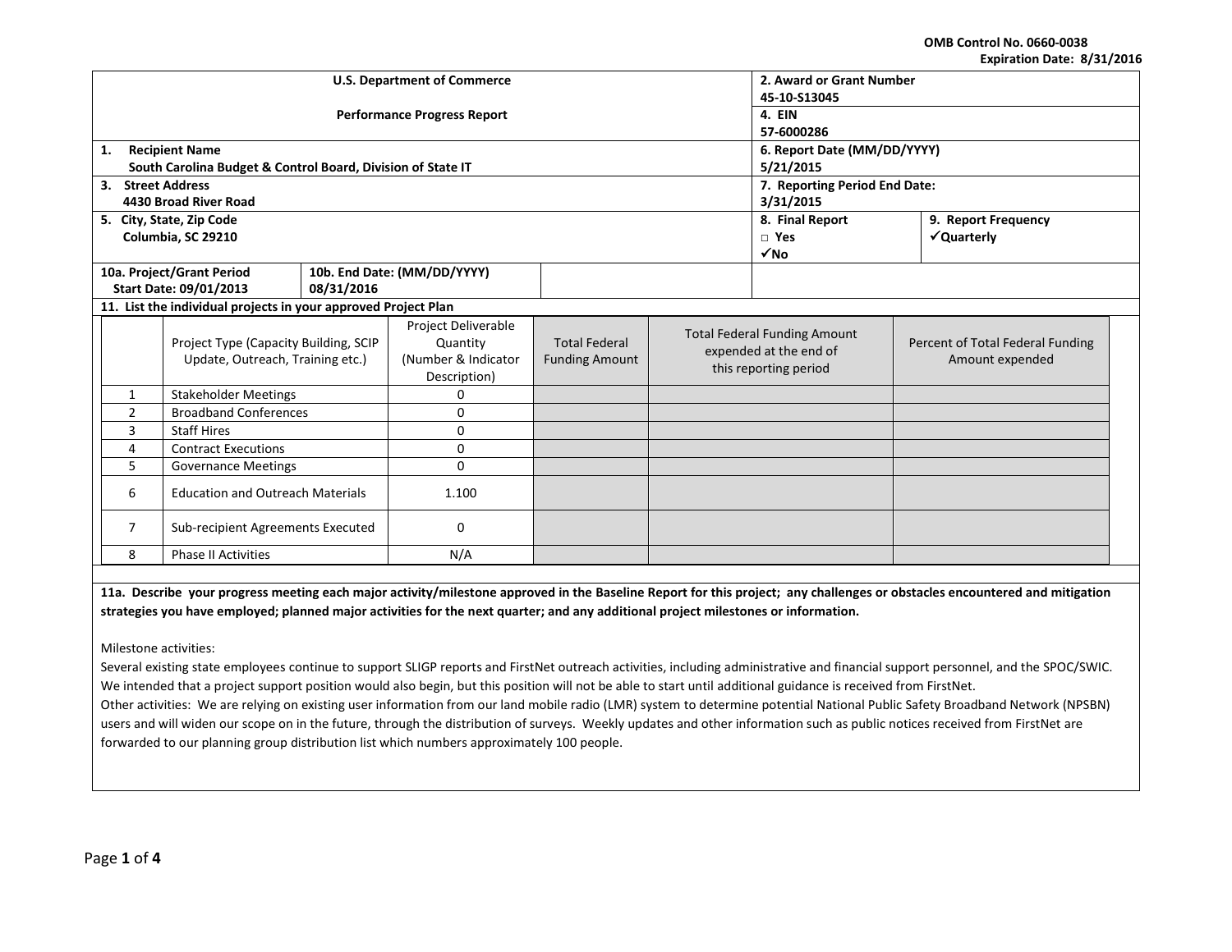OMB Control No. 0660-0038
Expiration Date: 8/31/2016

| U.S. Department of Commerce<br><br>Performance Progress Report | | | 2. Award or Grant Number<br>45-10-S13045 | |
|---|---|---|---|---|
| | | | 4. EIN<br>57-6000286 | |
| 1. Recipient Name<br>South Carolina Budget & Control Board, Division of State IT | | | 6. Report Date (MM/DD/YYYY)<br>5/21/2015 | |
| 3. Street Address<br>4430 Broad River Road | | | 7. Reporting Period End Date:<br>3/31/2015 | |
| 5. City, State, Zip Code<br>Columbia, SC 29210 | | | 8. Final Report<br>□ Yes<br>✓No | 9. Report Frequency<br>✓Quarterly |
| 10a. Project/Grant Period<br>Start Date: 09/01/2013 | 10b. End Date: (MM/DD/YYYY)<br>08/31/2016 | | | |

**11. List the individual projects in your approved Project Plan**

| | Project Type (Capacity Building, SCIP Update, Outreach, Training etc.) | Project Deliverable Quantity (Number & Indicator Description) | Total Federal Funding Amount | Total Federal Funding Amount expended at the end of this reporting period | Percent of Total Federal Funding Amount expended |
|---|---|---|---|---|---|
| 1 | Stakeholder Meetings | 0 | | | |
| 2 | Broadband Conferences | 0 | | | |
| 3 | Staff Hires | 0 | | | |
| 4 | Contract Executions | 0 | | | |
| 5 | Governance Meetings | 0 | | | |
| 6 | Education and Outreach Materials | 1.100 | | | |
| 7 | Sub-recipient Agreements Executed | 0 | | | |
| 8 | Phase II Activities | N/A | | | |

**11a. Describe your progress meeting each major activity/milestone approved in the Baseline Report for this project; any challenges or obstacles encountered and mitigation strategies you have employed; planned major activities for the next quarter; and any additional project milestones or information.**

Milestone activities:

Several existing state employees continue to support SLIGP reports and FirstNet outreach activities, including administrative and financial support personnel, and the SPOC/SWIC. We intended that a project support position would also begin, but this position will not be able to start until additional guidance is received from FirstNet.

Other activities: We are relying on existing user information from our land mobile radio (LMR) system to determine potential National Public Safety Broadband Network (NPSBN) users and will widen our scope on in the future, through the distribution of surveys. Weekly updates and other information such as public notices received from FirstNet are forwarded to our planning group distribution list which numbers approximately 100 people.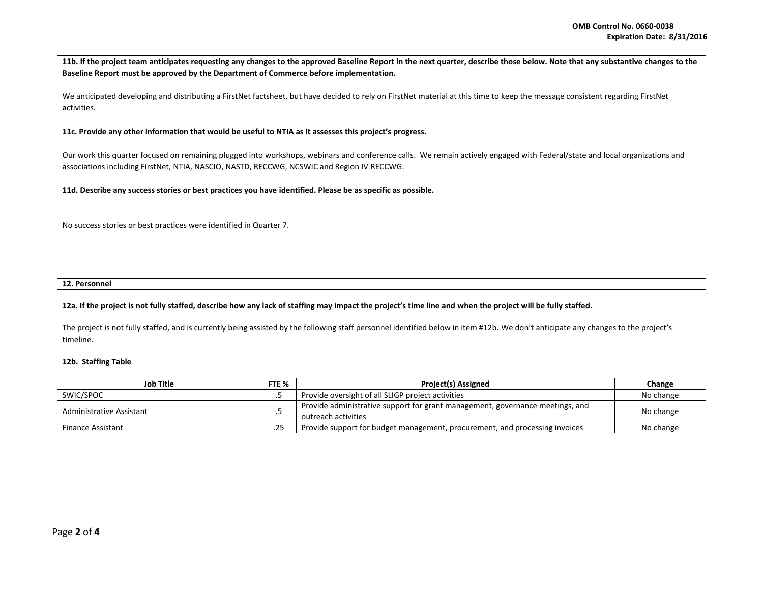**11b. If the project team anticipates requesting any changes to the approved Baseline Report in the next quarter, describe those below. Note that any substantive changes to the Baseline Report must be approved by the Department of Commerce before implementation.**

We anticipated developing and distributing a FirstNet factsheet, but have decided to rely on FirstNet material at this time to keep the message consistent regarding FirstNet activities.

**11c. Provide any other information that would be useful to NTIA as it assesses this project's progress.**

Our work this quarter focused on remaining plugged into workshops, webinars and conference calls. We remain actively engaged with Federal/state and local organizations and associations including FirstNet, NTIA, NASCIO, NASTD, RECCWG, NCSWIC and Region IV RECCWG.

**11d. Describe any success stories or best practices you have identified. Please be as specific as possible.**

No success stories or best practices were identified in Quarter 7.

**12. Personnel**

**12a. If the project is not fully staffed, describe how any lack of staffing may impact the project's time line and when the project will be fully staffed.**

The project is not fully staffed, and is currently being assisted by the following staff personnel identified below in item #12b. We don't anticipate any changes to the project's timeline.

**12b. Staffing Table**

| Job Title | FTE % | Project(s) Assigned | Change |
|---|---|---|---|
| SWIC/SPOC | .5 | Provide oversight of all SLIGP project activities | No change |
| Administrative Assistant | .5 | Provide administrative support for grant management, governance meetings, and outreach activities | No change |
| Finance Assistant | .25 | Provide support for budget management, procurement, and processing invoices | No change |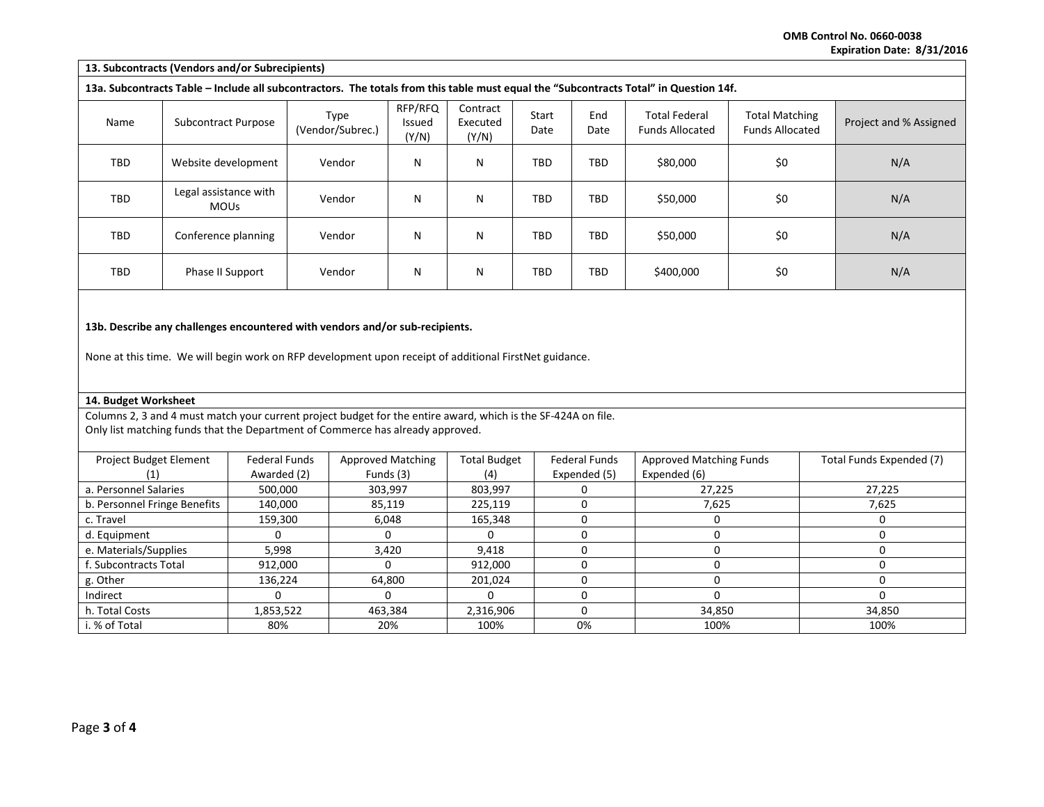**13. Subcontracts (Vendors and/or Subrecipients)**

**13a. Subcontracts Table – Include all subcontractors. The totals from this table must equal the "Subcontracts Total" in Question 14f.**

| Name | Subcontract Purpose | Type (Vendor/Subrec.) | RFP/RFQ Issued (Y/N) | Contract Executed (Y/N) | Start Date | End Date | Total Federal Funds Allocated | Total Matching Funds Allocated | Project and % Assigned |
|---|---|---|---|---|---|---|---|---|---|
| TBD | Website development | Vendor | N | N | TBD | TBD | $80,000 | $0 | N/A |
| TBD | Legal assistance with MOUs | Vendor | N | N | TBD | TBD | $50,000 | $0 | N/A |
| TBD | Conference planning | Vendor | N | N | TBD | TBD | $50,000 | $0 | N/A |
| TBD | Phase II Support | Vendor | N | N | TBD | TBD | $400,000 | $0 | N/A |

**13b. Describe any challenges encountered with vendors and/or sub-recipients.**

None at this time. We will begin work on RFP development upon receipt of additional FirstNet guidance.

**14. Budget Worksheet**

Columns 2, 3 and 4 must match your current project budget for the entire award, which is the SF-424A on file.
Only list matching funds that the Department of Commerce has already approved.

| Project Budget Element (1) | Federal Funds Awarded (2) | Approved Matching Funds (3) | Total Budget (4) | Federal Funds Expended (5) | Approved Matching Funds Expended (6) | Total Funds Expended (7) |
|---|---|---|---|---|---|---|
| a. Personnel Salaries | 500,000 | 303,997 | 803,997 | 0 | 27,225 | 27,225 |
| b. Personnel Fringe Benefits | 140,000 | 85,119 | 225,119 | 0 | 7,625 | 7,625 |
| c. Travel | 159,300 | 6,048 | 165,348 | 0 | 0 | 0 |
| d. Equipment | 0 | 0 | 0 | 0 | 0 | 0 |
| e. Materials/Supplies | 5,998 | 3,420 | 9,418 | 0 | 0 | 0 |
| f. Subcontracts Total | 912,000 | 0 | 912,000 | 0 | 0 | 0 |
| g. Other | 136,224 | 64,800 | 201,024 | 0 | 0 | 0 |
| Indirect | 0 | 0 | 0 | 0 | 0 | 0 |
| h. Total Costs | 1,853,522 | 463,384 | 2,316,906 | 0 | 34,850 | 34,850 |
| i. % of Total | 80% | 20% | 100% | 0% | 100% | 100% |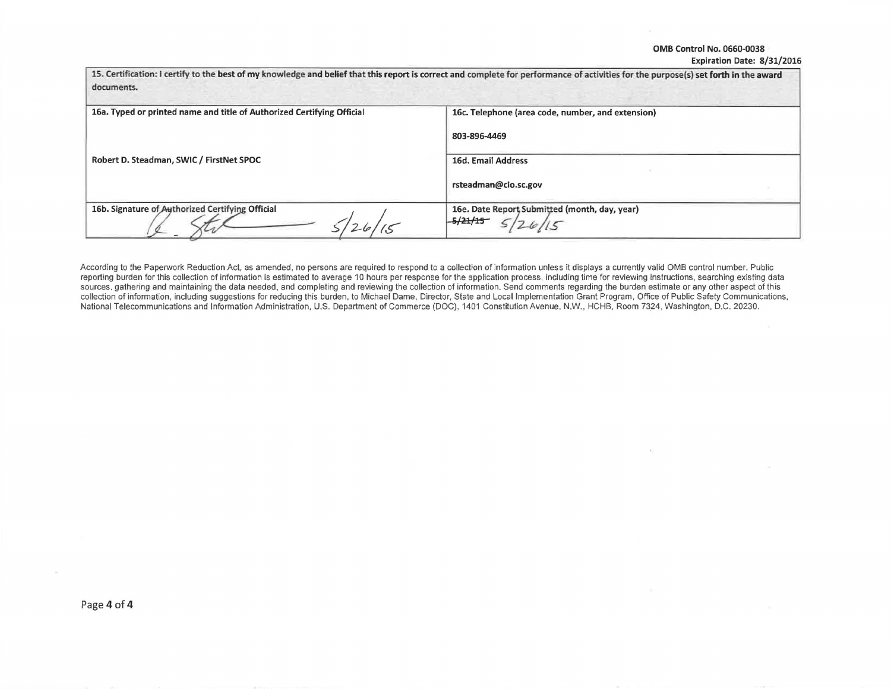OMB Control No. 0660-0038
Expiration Date: 8/31/2016

| 15. Certification: I certify to the best of my knowledge and belief that this report is correct and complete for performance of activities for the purpose(s) set forth in the award documents. | |
|---|---|
| **16a. Typed or printed name and title of Authorized Certifying Official**<br><br>Robert D. Steadman, SWIC / FirstNet SPOC | **16c. Telephone (area code, number, and extension)**<br><br>803-896-4469 |
| | **16d. Email Address**<br><br>rsteadman@cio.sc.gov |
| **16b. Signature of Authorized Certifying Official**<br><br>5/26/15 | **16e. Date Report Submitted (month, day, year)**<br><br>~~5/21/15~~ 5/26/15 |

According to the Paperwork Reduction Act, as amended, no persons are required to respond to a collection of information unless it displays a currently valid OMB control number. Public reporting burden for this collection of information is estimated to average 10 hours per response for the application process, including time for reviewing instructions, searching existing data sources, gathering and maintaining the data needed, and completing and reviewing the collection of information. Send comments regarding the burden estimate or any other aspect of this collection of information, including suggestions for reducing this burden, to Michael Dame, Director, State and Local Implementation Grant Program, Office of Public Safety Communications, National Telecommunications and Information Administration, U.S. Department of Commerce (DOC), 1401 Constitution Avenue, N.W., HCHB, Room 7324, Washington, D.C. 20230.